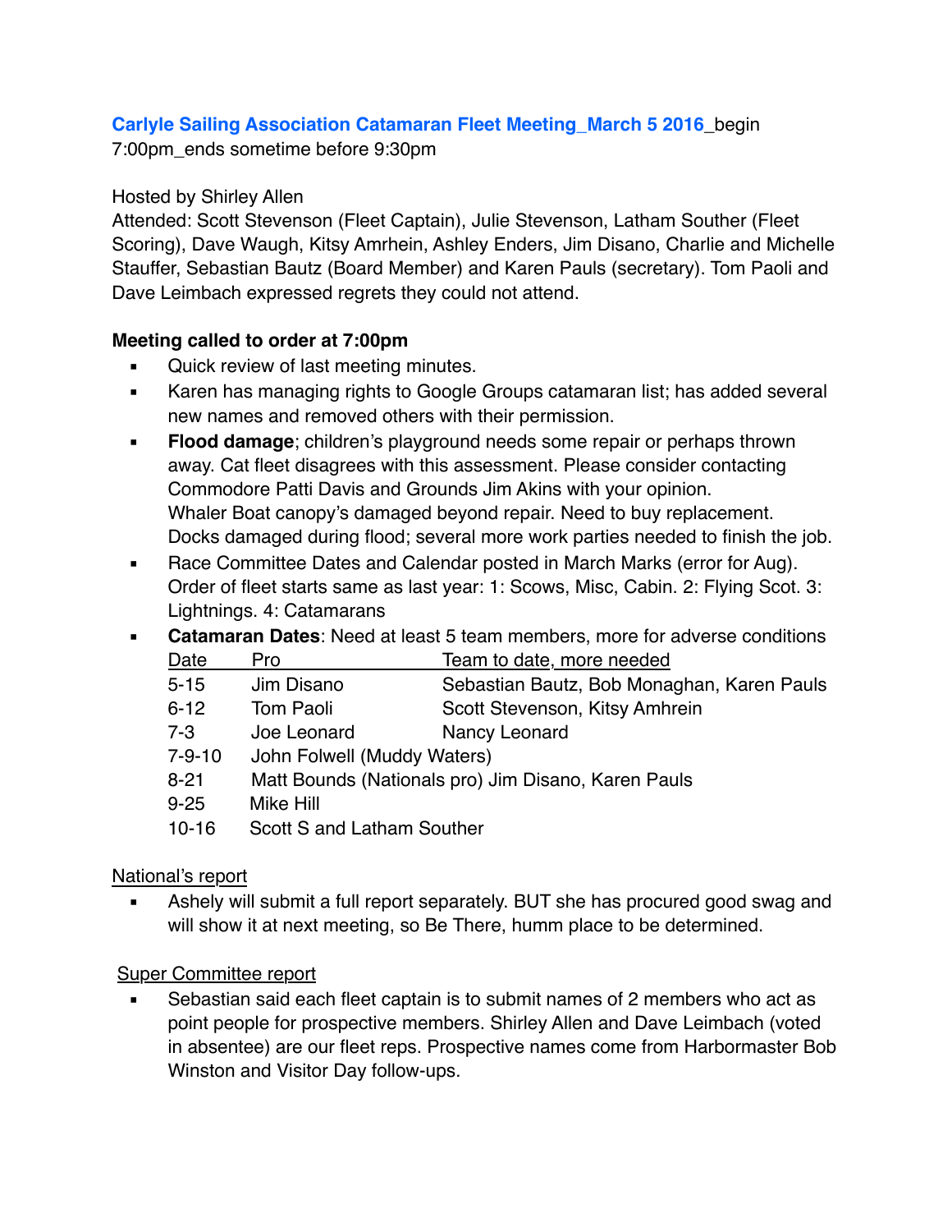**Carlyle Sailing Association Catamaran Fleet Meeting_March 5 2016**_begin 7:00pm_ends sometime before 9:30pm

Hosted by Shirley Allen

Attended: Scott Stevenson (Fleet Captain), Julie Stevenson, Latham Souther (Fleet Scoring), Dave Waugh, Kitsy Amrhein, Ashley Enders, Jim Disano, Charlie and Michelle Stauffer, Sebastian Bautz (Board Member) and Karen Pauls (secretary). Tom Paoli and Dave Leimbach expressed regrets they could not attend.

**Meeting called to order at 7:00pm**

- Quick review of last meeting minutes.
- Karen has managing rights to Google Groups catamaran list; has added several new names and removed others with their permission.
- **Flood damage**; children's playground needs some repair or perhaps thrown away. Cat fleet disagrees with this assessment. Please consider contacting Commodore Patti Davis and Grounds Jim Akins with your opinion. Whaler Boat canopy's damaged beyond repair. Need to buy replacement. Docks damaged during flood; several more work parties needed to finish the job.
- Race Committee Dates and Calendar posted in March Marks (error for Aug). Order of fleet starts same as last year: 1: Scows, Misc, Cabin. 2: Flying Scot. 3: Lightnings. 4: Catamarans
- **Catamaran Dates**: Need at least 5 team members, more for adverse conditions

| Date | Pro | Team to date, more needed |
|---|---|---|
| 5-15 | Jim Disano | Sebastian Bautz, Bob Monaghan, Karen Pauls |
| 6-12 | Tom Paoli | Scott Stevenson, Kitsy Amhrein |
| 7-3 | Joe Leonard | Nancy Leonard |
| 7-9-10 | John Folwell (Muddy Waters) | |
| 8-21 | Matt Bounds (Nationals pro) | Jim Disano, Karen Pauls |
| 9-25 | Mike Hill | |
| 10-16 | Scott S and Latham Souther | |

National's report

- Ashely will submit a full report separately. BUT she has procured good swag and will show it at next meeting, so Be There, humm place to be determined.

Super Committee report

- Sebastian said each fleet captain is to submit names of 2 members who act as point people for prospective members. Shirley Allen and Dave Leimbach (voted in absentee) are our fleet reps. Prospective names come from Harbormaster Bob Winston and Visitor Day follow-ups.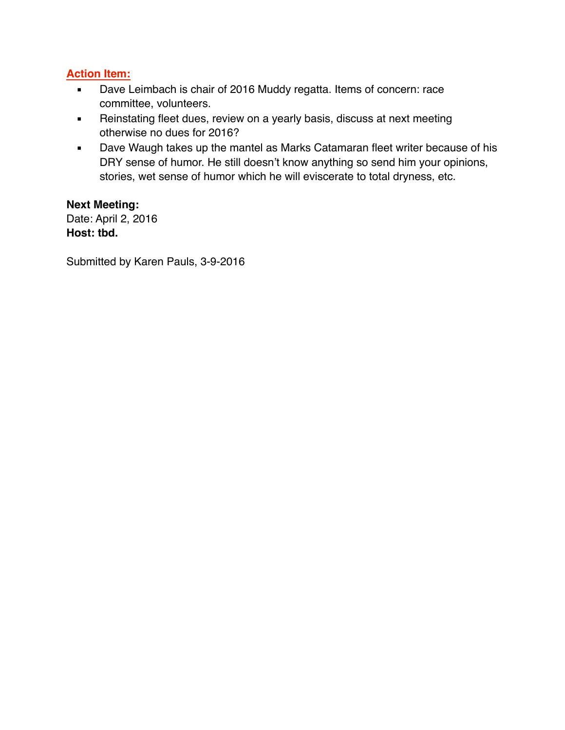**Action Item:**

- Dave Leimbach is chair of 2016 Muddy regatta. Items of concern: race committee, volunteers.
- Reinstating fleet dues, review on a yearly basis, discuss at next meeting otherwise no dues for 2016?
- Dave Waugh takes up the mantel as Marks Catamaran fleet writer because of his DRY sense of humor. He still doesn't know anything so send him your opinions, stories, wet sense of humor which he will eviscerate to total dryness, etc.

**Next Meeting:**
Date: April 2, 2016
**Host: tbd.**

Submitted by Karen Pauls, 3-9-2016